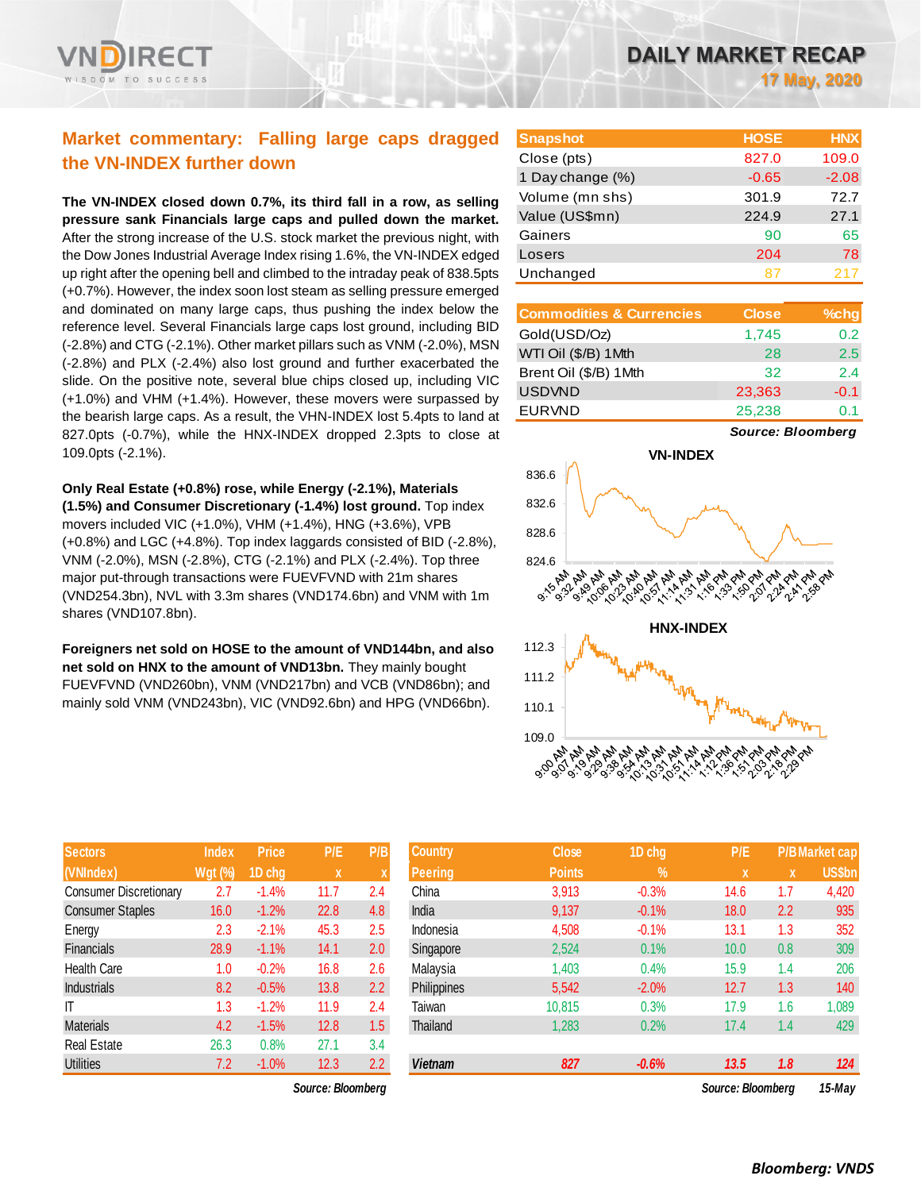VNDIRECT

# DAILY MARKET RECAP

**17 May, 2020**

## Market commentary: Falling large caps dragged the VN-INDEX further down

**The VN-INDEX closed down 0.7%, its third fall in a row, as selling pressure sank Financials large caps and pulled down the market.** After the strong increase of the U.S. stock market the previous night, with the Dow Jones Industrial Average Index rising 1.6%, the VN-INDEX edged up right after the opening bell and climbed to the intraday peak of 838.5pts (+0.7%). However, the index soon lost steam as selling pressure emerged and dominated on many large caps, thus pushing the index below the reference level. Several Financials large caps lost ground, including BID (-2.8%) and CTG (-2.1%). Other market pillars such as VNM (-2.0%), MSN (-2.8%) and PLX (-2.4%) also lost ground and further exacerbated the slide. On the positive note, several blue chips closed up, including VIC (+1.0%) and VHM (+1.4%). However, these movers were surpassed by the bearish large caps. As a result, the VHN-INDEX lost 5.4pts to land at 827.0pts (-0.7%), while the HNX-INDEX dropped 2.3pts to close at 109.0pts (-2.1%).

**Only Real Estate (+0.8%) rose, while Energy (-2.1%), Materials (1.5%) and Consumer Discretionary (-1.4%) lost ground.** Top index movers included VIC (+1.0%), VHM (+1.4%), HNG (+3.6%), VPB (+0.8%) and LGC (+4.8%). Top index laggards consisted of BID (-2.8%), VNM (-2.0%), MSN (-2.8%), CTG (-2.1%) and PLX (-2.4%). Top three major put-through transactions were FUEVFVND with 21m shares (VND254.3bn), NVL with 3.3m shares (VND174.6bn) and VNM with 1m shares (VND107.8bn).

**Foreigners net sold on HOSE to the amount of VND144bn, and also net sold on HNX to the amount of VND13bn.** They mainly bought FUEVFVND (VND260bn), VNM (VND217bn) and VCB (VND86bn); and mainly sold VNM (VND243bn), VIC (VND92.6bn) and HPG (VND66bn).

| Snapshot | HOSE | HNX |
|---|---|---|
| Close (pts) | 827.0 | 109.0 |
| 1 Day change (%) | -0.65 | -2.08 |
| Volume (mn shs) | 301.9 | 72.7 |
| Value (US$mn) | 224.9 | 27.1 |
| Gainers | 90 | 65 |
| Losers | 204 | 78 |
| Unchanged | 87 | 217 |

| Commodities & Currencies | Close | %chg |
|---|---|---|
| Gold(USD/Oz) | 1,745 | 0.2 |
| WTI Oil ($/B) 1Mth | 28 | 2.5 |
| Brent Oil ($/B) 1Mth | 32 | 2.4 |
| USDVND | 23,363 | -0.1 |
| EURVND | 25,238 | 0.1 |

*Source: Bloomberg*

**VN-INDEX**

**HNX-INDEX**

| Sectors (VNIndex) | Index Wgt (%) | Price 1D chg | P/E x | P/B x |
|---|---|---|---|---|
| Consumer Discretionary | 2.7 | -1.4% | 11.7 | 2.4 |
| Consumer Staples | 16.0 | -1.2% | 22.8 | 4.8 |
| Energy | 2.3 | -2.1% | 45.3 | 2.5 |
| Financials | 28.9 | -1.1% | 14.1 | 2.0 |
| Health Care | 1.0 | -0.2% | 16.8 | 2.6 |
| Industrials | 8.2 | -0.5% | 13.8 | 2.2 |
| IT | 1.3 | -1.2% | 11.9 | 2.4 |
| Materials | 4.2 | -1.5% | 12.8 | 1.5 |
| Real Estate | 26.3 | 0.8% | 27.1 | 3.4 |
| Utilities | 7.2 | -1.0% | 12.3 | 2.2 |

*Source: Bloomberg*

| Country Peering | Close Points | 1D chg % | P/E x | P/B x | Market cap US$bn |
|---|---|---|---|---|---|
| China | 3,913 | -0.3% | 14.6 | 1.7 | 4,420 |
| India | 9,137 | -0.1% | 18.0 | 2.2 | 935 |
| Indonesia | 4,508 | -0.1% | 13.1 | 1.3 | 352 |
| Singapore | 2,524 | 0.1% | 10.0 | 0.8 | 309 |
| Malaysia | 1,403 | 0.4% | 15.9 | 1.4 | 206 |
| Philippines | 5,542 | -2.0% | 12.7 | 1.3 | 140 |
| Taiwan | 10,815 | 0.3% | 17.9 | 1.6 | 1,089 |
| Thailand | 1,283 | 0.2% | 17.4 | 1.4 | 429 |
| ***Vietnam*** | ***827*** | ***-0.6%*** | ***13.5*** | ***1.8*** | ***124*** |

*Source: Bloomberg* *15-May*

***Bloomberg: VNDS***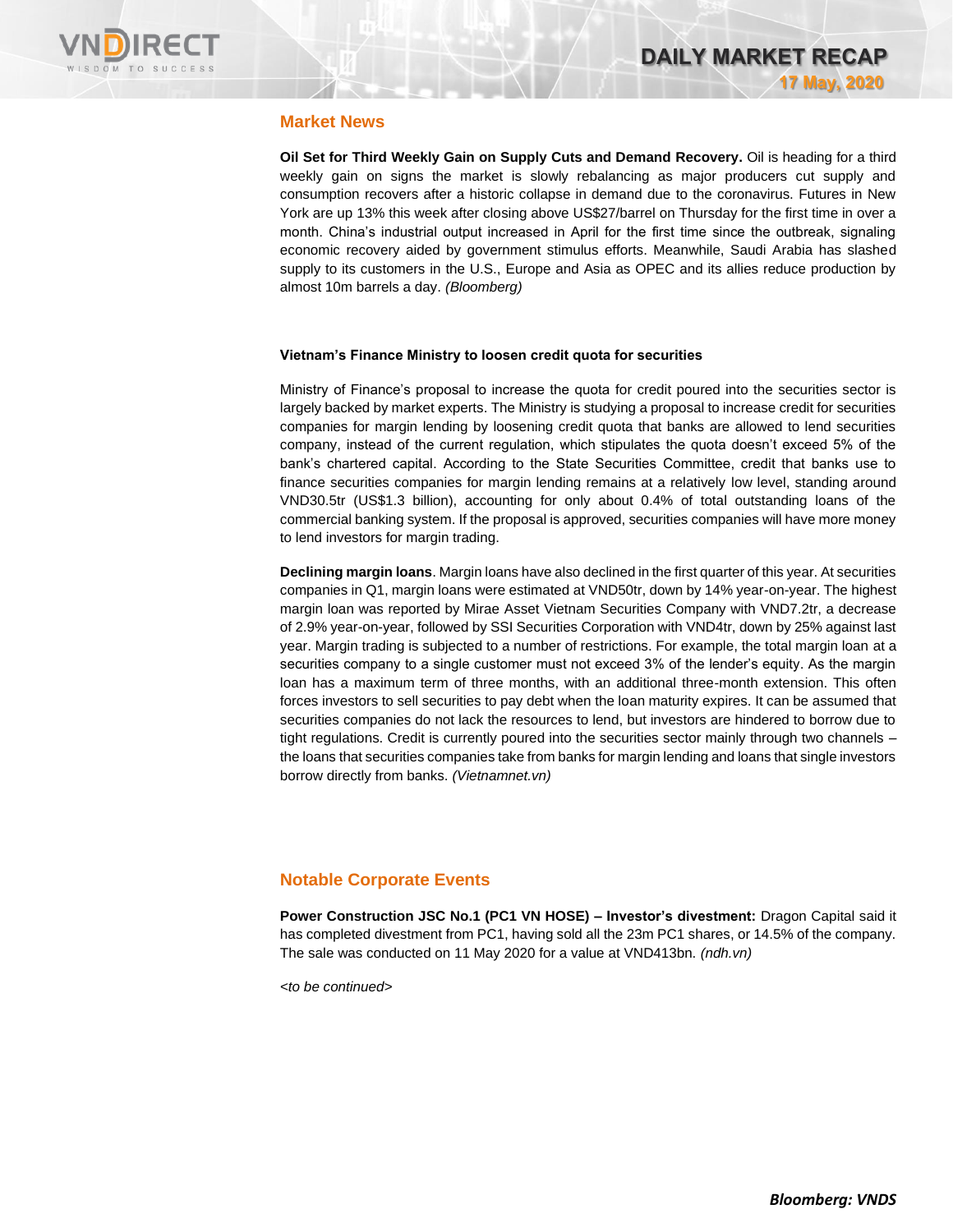## Market News

**Oil Set for Third Weekly Gain on Supply Cuts and Demand Recovery.** Oil is heading for a third weekly gain on signs the market is slowly rebalancing as major producers cut supply and consumption recovers after a historic collapse in demand due to the coronavirus. Futures in New York are up 13% this week after closing above US$27/barrel on Thursday for the first time in over a month. China's industrial output increased in April for the first time since the outbreak, signaling economic recovery aided by government stimulus efforts. Meanwhile, Saudi Arabia has slashed supply to its customers in the U.S., Europe and Asia as OPEC and its allies reduce production by almost 10m barrels a day. *(Bloomberg)*

**Vietnam's Finance Ministry to loosen credit quota for securities**

Ministry of Finance's proposal to increase the quota for credit poured into the securities sector is largely backed by market experts. The Ministry is studying a proposal to increase credit for securities companies for margin lending by loosening credit quota that banks are allowed to lend securities company, instead of the current regulation, which stipulates the quota doesn't exceed 5% of the bank's chartered capital. According to the State Securities Committee, credit that banks use to finance securities companies for margin lending remains at a relatively low level, standing around VND30.5tr (US$1.3 billion), accounting for only about 0.4% of total outstanding loans of the commercial banking system. If the proposal is approved, securities companies will have more money to lend investors for margin trading.

**Declining margin loans**. Margin loans have also declined in the first quarter of this year. At securities companies in Q1, margin loans were estimated at VND50tr, down by 14% year-on-year. The highest margin loan was reported by Mirae Asset Vietnam Securities Company with VND7.2tr, a decrease of 2.9% year-on-year, followed by SSI Securities Corporation with VND4tr, down by 25% against last year. Margin trading is subjected to a number of restrictions. For example, the total margin loan at a securities company to a single customer must not exceed 3% of the lender's equity. As the margin loan has a maximum term of three months, with an additional three-month extension. This often forces investors to sell securities to pay debt when the loan maturity expires. It can be assumed that securities companies do not lack the resources to lend, but investors are hindered to borrow due to tight regulations. Credit is currently poured into the securities sector mainly through two channels – the loans that securities companies take from banks for margin lending and loans that single investors borrow directly from banks. *(Vietnamnet.vn)*

## Notable Corporate Events

**Power Construction JSC No.1 (PC1 VN HOSE) – Investor's divestment:** Dragon Capital said it has completed divestment from PC1, having sold all the 23m PC1 shares, or 14.5% of the company. The sale was conducted on 11 May 2020 for a value at VND413bn. *(ndh.vn)*

*<to be continued>*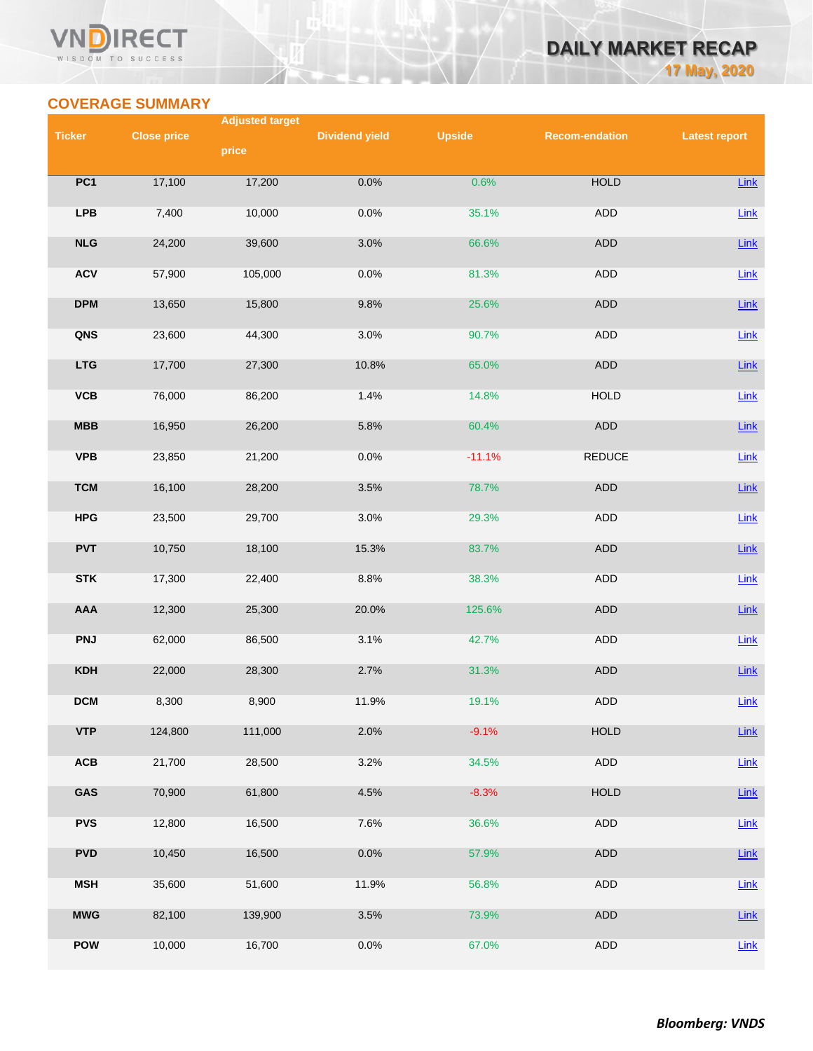## COVERAGE SUMMARY

| Ticker | Close price | Adjusted target price | Dividend yield | Upside | Recom-endation | Latest report |
|---|---|---|---|---|---|---|
| PC1 | 17,100 | 17,200 | 0.0% | 0.6% | HOLD | Link |
| LPB | 7,400 | 10,000 | 0.0% | 35.1% | ADD | Link |
| NLG | 24,200 | 39,600 | 3.0% | 66.6% | ADD | Link |
| ACV | 57,900 | 105,000 | 0.0% | 81.3% | ADD | Link |
| DPM | 13,650 | 15,800 | 9.8% | 25.6% | ADD | Link |
| QNS | 23,600 | 44,300 | 3.0% | 90.7% | ADD | Link |
| LTG | 17,700 | 27,300 | 10.8% | 65.0% | ADD | Link |
| VCB | 76,000 | 86,200 | 1.4% | 14.8% | HOLD | Link |
| MBB | 16,950 | 26,200 | 5.8% | 60.4% | ADD | Link |
| VPB | 23,850 | 21,200 | 0.0% | -11.1% | REDUCE | Link |
| TCM | 16,100 | 28,200 | 3.5% | 78.7% | ADD | Link |
| HPG | 23,500 | 29,700 | 3.0% | 29.3% | ADD | Link |
| PVT | 10,750 | 18,100 | 15.3% | 83.7% | ADD | Link |
| STK | 17,300 | 22,400 | 8.8% | 38.3% | ADD | Link |
| AAA | 12,300 | 25,300 | 20.0% | 125.6% | ADD | Link |
| PNJ | 62,000 | 86,500 | 3.1% | 42.7% | ADD | Link |
| KDH | 22,000 | 28,300 | 2.7% | 31.3% | ADD | Link |
| DCM | 8,300 | 8,900 | 11.9% | 19.1% | ADD | Link |
| VTP | 124,800 | 111,000 | 2.0% | -9.1% | HOLD | Link |
| ACB | 21,700 | 28,500 | 3.2% | 34.5% | ADD | Link |
| GAS | 70,900 | 61,800 | 4.5% | -8.3% | HOLD | Link |
| PVS | 12,800 | 16,500 | 7.6% | 36.6% | ADD | Link |
| PVD | 10,450 | 16,500 | 0.0% | 57.9% | ADD | Link |
| MSH | 35,600 | 51,600 | 11.9% | 56.8% | ADD | Link |
| MWG | 82,100 | 139,900 | 3.5% | 73.9% | ADD | Link |
| POW | 10,000 | 16,700 | 0.0% | 67.0% | ADD | Link |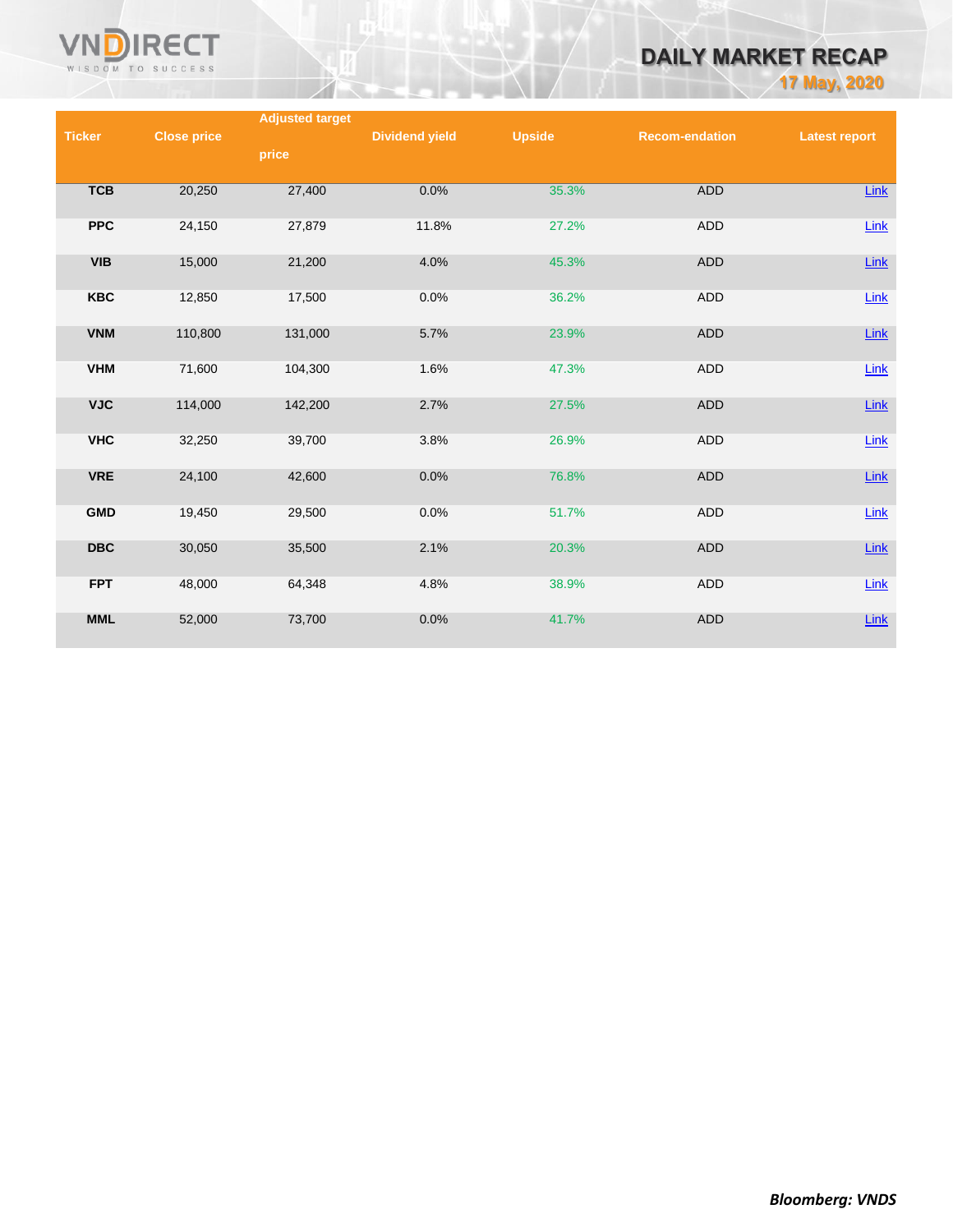| Ticker | Close price | Adjusted target price | Dividend yield | Upside | Recom-endation | Latest report |
|---|---|---|---|---|---|---|
| TCB | 20,250 | 27,400 | 0.0% | 35.3% | ADD | Link |
| PPC | 24,150 | 27,879 | 11.8% | 27.2% | ADD | Link |
| VIB | 15,000 | 21,200 | 4.0% | 45.3% | ADD | Link |
| KBC | 12,850 | 17,500 | 0.0% | 36.2% | ADD | Link |
| VNM | 110,800 | 131,000 | 5.7% | 23.9% | ADD | Link |
| VHM | 71,600 | 104,300 | 1.6% | 47.3% | ADD | Link |
| VJC | 114,000 | 142,200 | 2.7% | 27.5% | ADD | Link |
| VHC | 32,250 | 39,700 | 3.8% | 26.9% | ADD | Link |
| VRE | 24,100 | 42,600 | 0.0% | 76.8% | ADD | Link |
| GMD | 19,450 | 29,500 | 0.0% | 51.7% | ADD | Link |
| DBC | 30,050 | 35,500 | 2.1% | 20.3% | ADD | Link |
| FPT | 48,000 | 64,348 | 4.8% | 38.9% | ADD | Link |
| MML | 52,000 | 73,700 | 0.0% | 41.7% | ADD | Link |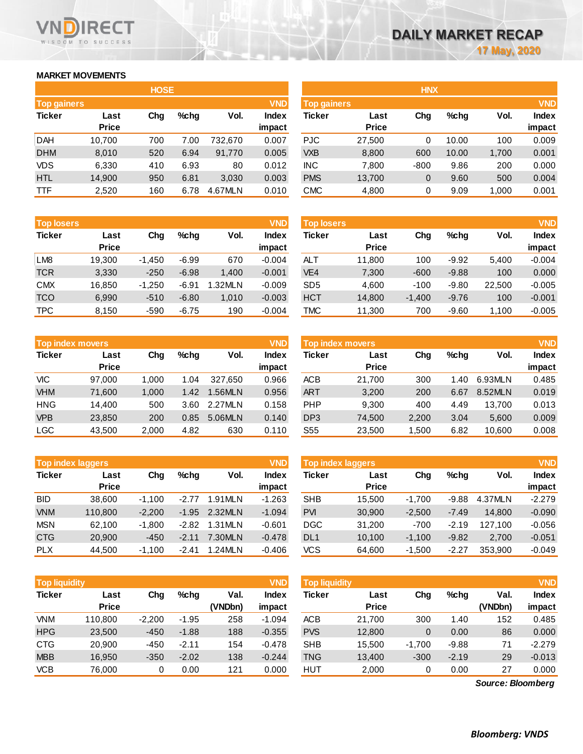# DAILY MARKET RECAP

17 May, 2020

## MARKET MOVEMENTS

### HOSE

| Top gainers | | | | | VND |
|---|---|---|---|---|---|
| Ticker | Last Price | Chg | %chg | Vol. | Index impact |
| DAH | 10,700 | 700 | 7.00 | 732,670 | 0.007 |
| DHM | 8,010 | 520 | 6.94 | 91,770 | 0.005 |
| VDS | 6,330 | 410 | 6.93 | 80 | 0.012 |
| HTL | 14,900 | 950 | 6.81 | 3,030 | 0.003 |
| TTF | 2,520 | 160 | 6.78 | 4.67MLN | 0.010 |

| Top losers | | | | | VND |
|---|---|---|---|---|---|
| Ticker | Last Price | Chg | %chg | Vol. | Index impact |
| LM8 | 19,300 | -1,450 | -6.99 | 670 | -0.004 |
| TCR | 3,330 | -250 | -6.98 | 1,400 | -0.001 |
| CMX | 16,850 | -1,250 | -6.91 | 1.32MLN | -0.009 |
| TCO | 6,990 | -510 | -6.80 | 1,010 | -0.003 |
| TPC | 8,150 | -590 | -6.75 | 190 | -0.004 |

| Top index movers | | | | | VND |
|---|---|---|---|---|---|
| Ticker | Last Price | Chg | %chg | Vol. | Index impact |
| VIC | 97,000 | 1,000 | 1.04 | 327,650 | 0.966 |
| VHM | 71,600 | 1,000 | 1.42 | 1.56MLN | 0.956 |
| HNG | 14,400 | 500 | 3.60 | 2.27MLN | 0.158 |
| VPB | 23,850 | 200 | 0.85 | 5.06MLN | 0.140 |
| LGC | 43,500 | 2,000 | 4.82 | 630 | 0.110 |

| Top index laggers | | | | | VND |
|---|---|---|---|---|---|
| Ticker | Last Price | Chg | %chg | Vol. | Index impact |
| BID | 38,600 | -1,100 | -2.77 | 1.91MLN | -1.263 |
| VNM | 110,800 | -2,200 | -1.95 | 2.32MLN | -1.094 |
| MSN | 62,100 | -1,800 | -2.82 | 1.31MLN | -0.601 |
| CTG | 20,900 | -450 | -2.11 | 7.30MLN | -0.478 |
| PLX | 44,500 | -1,100 | -2.41 | 1.24MLN | -0.406 |

| Top liquidity | | | | | VND |
|---|---|---|---|---|---|
| Ticker | Last Price | Chg | %chg | Val. (VNDbn) | Index impact |
| VNM | 110,800 | -2,200 | -1.95 | 258 | -1.094 |
| HPG | 23,500 | -450 | -1.88 | 188 | -0.355 |
| CTG | 20,900 | -450 | -2.11 | 154 | -0.478 |
| MBB | 16,950 | -350 | -2.02 | 138 | -0.244 |
| VCB | 76,000 | 0 | 0.00 | 121 | 0.000 |

### HNX

| Top gainers | | | | | VND |
|---|---|---|---|---|---|
| Ticker | Last Price | Chg | %chg | Vol. | Index impact |
| PJC | 27,500 | 0 | 10.00 | 100 | 0.009 |
| VXB | 8,800 | 600 | 10.00 | 1,700 | 0.001 |
| INC | 7,800 | -800 | 9.86 | 200 | 0.000 |
| PMS | 13,700 | 0 | 9.60 | 500 | 0.004 |
| CMC | 4,800 | 0 | 9.09 | 1,000 | 0.001 |

| Top losers | | | | | VND |
|---|---|---|---|---|---|
| Ticker | Last Price | Chg | %chg | Vol. | Index impact |
| ALT | 11,800 | 100 | -9.92 | 5,400 | -0.004 |
| VE4 | 7,300 | -600 | -9.88 | 100 | 0.000 |
| SD5 | 4,600 | -100 | -9.80 | 22,500 | -0.005 |
| HCT | 14,800 | -1,400 | -9.76 | 100 | -0.001 |
| TMC | 11,300 | 700 | -9.60 | 1,100 | -0.005 |

| Top index movers | | | | | VND |
|---|---|---|---|---|---|
| Ticker | Last Price | Chg | %chg | Vol. | Index impact |
| ACB | 21,700 | 300 | 1.40 | 6.93MLN | 0.485 |
| ART | 3,200 | 200 | 6.67 | 8.52MLN | 0.019 |
| PHP | 9,300 | 400 | 4.49 | 13,700 | 0.013 |
| DP3 | 74,500 | 2,200 | 3.04 | 5,600 | 0.009 |
| S55 | 23,500 | 1,500 | 6.82 | 10,600 | 0.008 |

| Top index laggers | | | | | VND |
|---|---|---|---|---|---|
| Ticker | Last Price | Chg | %chg | Vol. | Index impact |
| SHB | 15,500 | -1,700 | -9.88 | 4.37MLN | -2.279 |
| PVI | 30,900 | -2,500 | -7.49 | 14,800 | -0.090 |
| DGC | 31,200 | -700 | -2.19 | 127,100 | -0.056 |
| DL1 | 10,100 | -1,100 | -9.82 | 2,700 | -0.051 |
| VCS | 64,600 | -1,500 | -2.27 | 353,900 | -0.049 |

| Top liquidity | | | | | VND |
|---|---|---|---|---|---|
| Ticker | Last Price | Chg | %chg | Val. (VNDbn) | Index impact |
| ACB | 21,700 | 300 | 1.40 | 152 | 0.485 |
| PVS | 12,800 | 0 | 0.00 | 86 | 0.000 |
| SHB | 15,500 | -1,700 | -9.88 | 71 | -2.279 |
| TNG | 13,400 | -300 | -2.19 | 29 | -0.013 |
| HUT | 2,000 | 0 | 0.00 | 27 | 0.000 |

*Source: Bloomberg*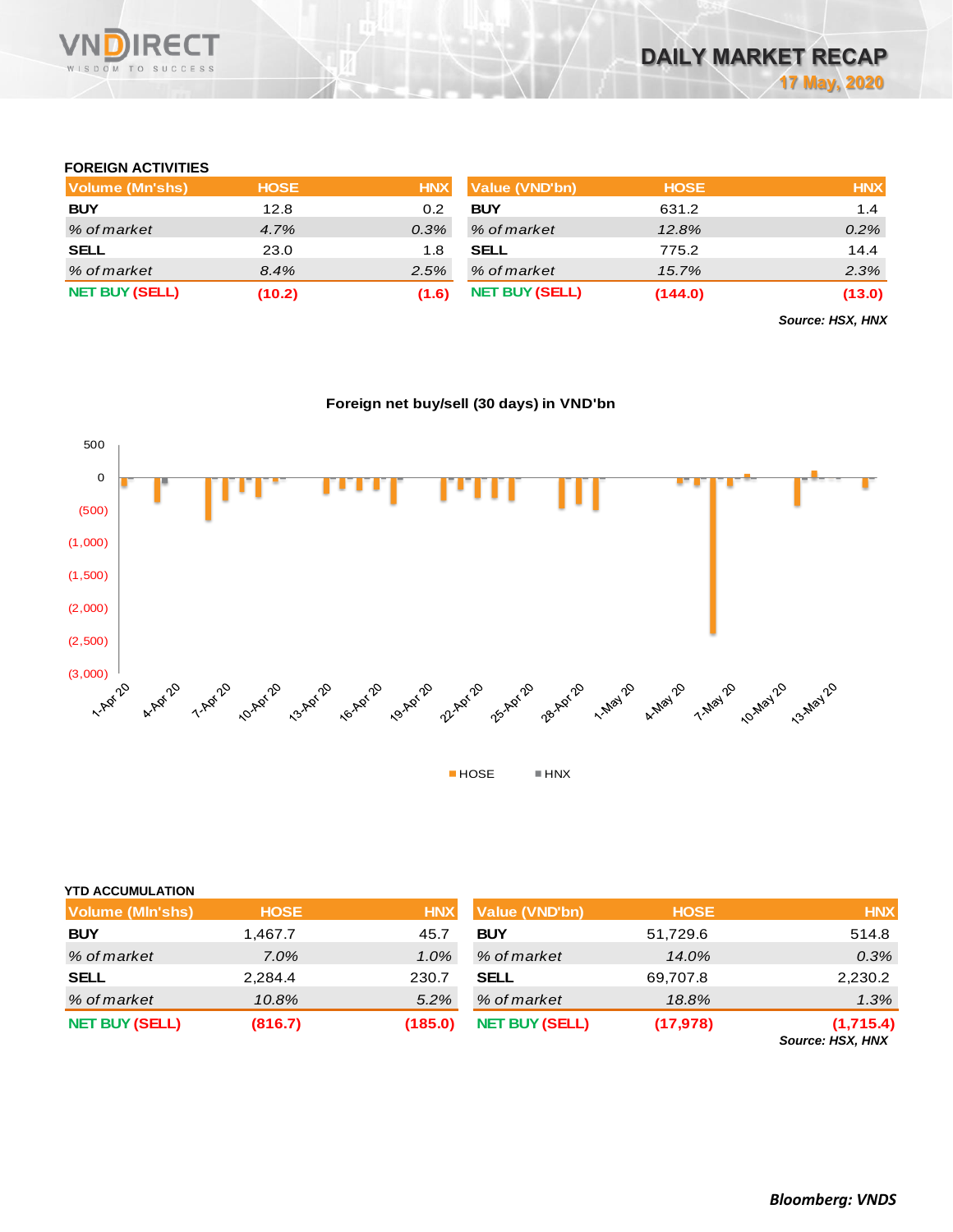## FOREIGN ACTIVITIES

| Volume (Mn'shs) | HOSE | HNX |
|---|---|---|
| **BUY** | 12.8 | 0.2 |
| *% of market* | *4.7%* | *0.3%* |
| **SELL** | 23.0 | 1.8 |
| *% of market* | *8.4%* | *2.5%* |
| **NET BUY (SELL)** | **(10.2)** | **(1.6)** |

| Value (VND'bn) | HOSE | HNX |
|---|---|---|
| **BUY** | 631.2 | 1.4 |
| *% of market* | *12.8%* | *0.2%* |
| **SELL** | 775.2 | 14.4 |
| *% of market* | *15.7%* | *2.3%* |
| **NET BUY (SELL)** | **(144.0)** | **(13.0)** |

*Source: HSX, HNX*

**Foreign net buy/sell (30 days) in VND'bn**

## YTD ACCUMULATION

| Volume (Mln'shs) | HOSE | HNX |
|---|---|---|
| **BUY** | 1,467.7 | 45.7 |
| *% of market* | *7.0%* | *1.0%* |
| **SELL** | 2,284.4 | 230.7 |
| *% of market* | *10.8%* | *5.2%* |
| **NET BUY (SELL)** | **(816.7)** | **(185.0)** |

| Value (VND'bn) | HOSE | HNX |
|---|---|---|
| **BUY** | 51,729.6 | 514.8 |
| *% of market* | *14.0%* | *0.3%* |
| **SELL** | 69,707.8 | 2,230.2 |
| *% of market* | *18.8%* | *1.3%* |
| **NET BUY (SELL)** | **(17,978)** | **(1,715.4)** |

*Source: HSX, HNX*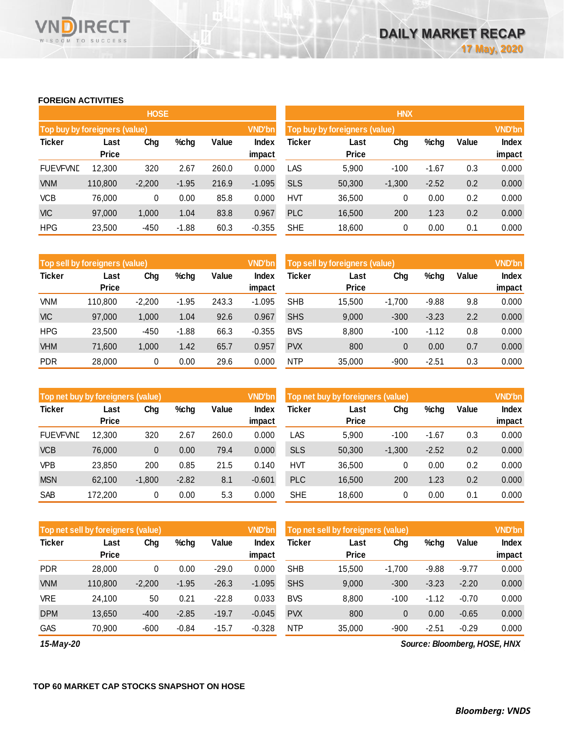## FOREIGN ACTIVITIES

### HOSE

| Top buy by foreigners (value) | | | | | VND'bn |
|---|---|---|---|---|---|
| Ticker | Last Price | Chg | %chg | Value | Index impact |
| FUEVFVND | 12,300 | 320 | 2.67 | 260.0 | 0.000 |
| VNM | 110,800 | -2,200 | -1.95 | 216.9 | -1.095 |
| VCB | 76,000 | 0 | 0.00 | 85.8 | 0.000 |
| VIC | 97,000 | 1,000 | 1.04 | 83.8 | 0.967 |
| HPG | 23,500 | -450 | -1.88 | 60.3 | -0.355 |

| Top sell by foreigners (value) | | | | | VND'bn |
|---|---|---|---|---|---|
| Ticker | Last Price | Chg | %chg | Value | Index impact |
| VNM | 110,800 | -2,200 | -1.95 | 243.3 | -1.095 |
| VIC | 97,000 | 1,000 | 1.04 | 92.6 | 0.967 |
| HPG | 23,500 | -450 | -1.88 | 66.3 | -0.355 |
| VHM | 71,600 | 1,000 | 1.42 | 65.7 | 0.957 |
| PDR | 28,000 | 0 | 0.00 | 29.6 | 0.000 |

| Top net buy by foreigners (value) | | | | | VND'bn |
|---|---|---|---|---|---|
| Ticker | Last Price | Chg | %chg | Value | Index impact |
| FUEVFVND | 12,300 | 320 | 2.67 | 260.0 | 0.000 |
| VCB | 76,000 | 0 | 0.00 | 79.4 | 0.000 |
| VPB | 23,850 | 200 | 0.85 | 21.5 | 0.140 |
| MSN | 62,100 | -1,800 | -2.82 | 8.1 | -0.601 |
| SAB | 172,200 | 0 | 0.00 | 5.3 | 0.000 |

| Top net sell by foreigners (value) | | | | | VND'bn |
|---|---|---|---|---|---|
| Ticker | Last Price | Chg | %chg | Value | Index impact |
| PDR | 28,000 | 0 | 0.00 | -29.0 | 0.000 |
| VNM | 110,800 | -2,200 | -1.95 | -26.3 | -1.095 |
| VRE | 24,100 | 50 | 0.21 | -22.8 | 0.033 |
| DPM | 13,650 | -400 | -2.85 | -19.7 | -0.045 |
| GAS | 70,900 | -600 | -0.84 | -15.7 | -0.328 |

### HNX

| Top buy by foreigners (value) | | | | | VND'bn |
|---|---|---|---|---|---|
| Ticker | Last Price | Chg | %chg | Value | Index impact |
| LAS | 5,900 | -100 | -1.67 | 0.3 | 0.000 |
| SLS | 50,300 | -1,300 | -2.52 | 0.2 | 0.000 |
| HVT | 36,500 | 0 | 0.00 | 0.2 | 0.000 |
| PLC | 16,500 | 200 | 1.23 | 0.2 | 0.000 |
| SHE | 18,600 | 0 | 0.00 | 0.1 | 0.000 |

| Top sell by foreigners (value) | | | | | VND'bn |
|---|---|---|---|---|---|
| Ticker | Last Price | Chg | %chg | Value | Index impact |
| SHB | 15,500 | -1,700 | -9.88 | 9.8 | 0.000 |
| SHS | 9,000 | -300 | -3.23 | 2.2 | 0.000 |
| BVS | 8,800 | -100 | -1.12 | 0.8 | 0.000 |
| PVX | 800 | 0 | 0.00 | 0.7 | 0.000 |
| NTP | 35,000 | -900 | -2.51 | 0.3 | 0.000 |

| Top net buy by foreigners (value) | | | | | VND'bn |
|---|---|---|---|---|---|
| Ticker | Last Price | Chg | %chg | Value | Index impact |
| LAS | 5,900 | -100 | -1.67 | 0.3 | 0.000 |
| SLS | 50,300 | -1,300 | -2.52 | 0.2 | 0.000 |
| HVT | 36,500 | 0 | 0.00 | 0.2 | 0.000 |
| PLC | 16,500 | 200 | 1.23 | 0.2 | 0.000 |
| SHE | 18,600 | 0 | 0.00 | 0.1 | 0.000 |

| Top net sell by foreigners (value) | | | | | VND'bn |
|---|---|---|---|---|---|
| Ticker | Last Price | Chg | %chg | Value | Index impact |
| SHB | 15,500 | -1,700 | -9.88 | -9.77 | 0.000 |
| SHS | 9,000 | -300 | -3.23 | -2.20 | 0.000 |
| BVS | 8,800 | -100 | -1.12 | -0.70 | 0.000 |
| PVX | 800 | 0 | 0.00 | -0.65 | 0.000 |
| NTP | 35,000 | -900 | -2.51 | -0.29 | 0.000 |

*15-May-20*

*Source: Bloomberg, HOSE, HNX*

## TOP 60 MARKET CAP STOCKS SNAPSHOT ON HOSE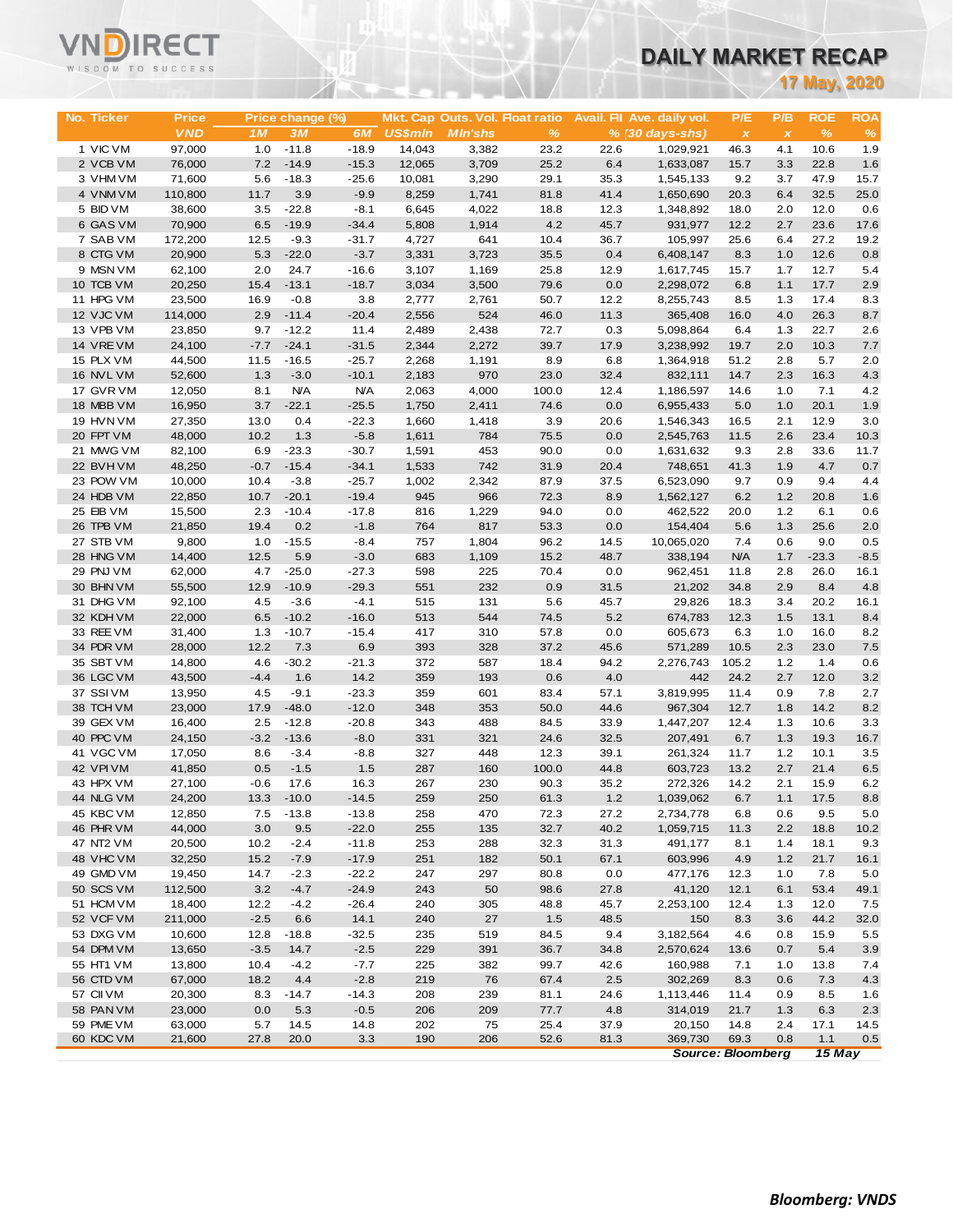# DAILY MARKET RECAP

**17 May, 2020**

| No. | Ticker | Price VND | Price change (%) 1M | 3M | 6M | Mkt. Cap US$mln | Outs. Vol. Mln'shs | Float ratio % | Avail. FII % | Ave. daily vol. (30 days-shs) | P/E x | P/B x | ROE % | ROA % |
|---|---|---|---|---|---|---|---|---|---|---|---|---|---|---|
| 1 | VIC VM | 97,000 | 1.0 | -11.8 | -18.9 | 14,043 | 3,382 | 23.2 | 22.6 | 1,029,921 | 46.3 | 4.1 | 10.6 | 1.9 |
| 2 | VCB VM | 76,000 | 7.2 | -14.9 | -15.3 | 12,065 | 3,709 | 25.2 | 6.4 | 1,633,087 | 15.7 | 3.3 | 22.8 | 1.6 |
| 3 | VHM VM | 71,600 | 5.6 | -18.3 | -25.6 | 10,081 | 3,290 | 29.1 | 35.3 | 1,545,133 | 9.2 | 3.7 | 47.9 | 15.7 |
| 4 | VNM VM | 110,800 | 11.7 | 3.9 | -9.9 | 8,259 | 1,741 | 81.8 | 41.4 | 1,650,690 | 20.3 | 6.4 | 32.5 | 25.0 |
| 5 | BID VM | 38,600 | 3.5 | -22.8 | -8.1 | 6,645 | 4,022 | 18.8 | 12.3 | 1,348,892 | 18.0 | 2.0 | 12.0 | 0.6 |
| 6 | GAS VM | 70,900 | 6.5 | -19.9 | -34.4 | 5,808 | 1,914 | 4.2 | 45.7 | 931,977 | 12.2 | 2.7 | 23.6 | 17.6 |
| 7 | SAB VM | 172,200 | 12.5 | -9.3 | -31.7 | 4,727 | 641 | 10.4 | 36.7 | 105,997 | 25.6 | 6.4 | 27.2 | 19.2 |
| 8 | CTG VM | 20,900 | 5.3 | -22.0 | -3.7 | 3,331 | 3,723 | 35.5 | 0.4 | 6,408,147 | 8.3 | 1.0 | 12.6 | 0.8 |
| 9 | MSN VM | 62,100 | 2.0 | 24.7 | -16.6 | 3,107 | 1,169 | 25.8 | 12.9 | 1,617,745 | 15.7 | 1.7 | 12.7 | 5.4 |
| 10 | TCB VM | 20,250 | 15.4 | -13.1 | -18.7 | 3,034 | 3,500 | 79.6 | 0.0 | 2,298,072 | 6.8 | 1.1 | 17.7 | 2.9 |
| 11 | HPG VM | 23,500 | 16.9 | -0.8 | 3.8 | 2,777 | 2,761 | 50.7 | 12.2 | 8,255,743 | 8.5 | 1.3 | 17.4 | 8.3 |
| 12 | VJC VM | 114,000 | 2.9 | -11.4 | -20.4 | 2,556 | 524 | 46.0 | 11.3 | 365,408 | 16.0 | 4.0 | 26.3 | 8.7 |
| 13 | VPB VM | 23,850 | 9.7 | -12.2 | 11.4 | 2,489 | 2,438 | 72.7 | 0.3 | 5,098,864 | 6.4 | 1.3 | 22.7 | 2.6 |
| 14 | VRE VM | 24,100 | -7.7 | -24.1 | -31.5 | 2,344 | 2,272 | 39.7 | 17.9 | 3,238,992 | 19.7 | 2.0 | 10.3 | 7.7 |
| 15 | PLX VM | 44,500 | 11.5 | -16.5 | -25.7 | 2,268 | 1,191 | 8.9 | 6.8 | 1,364,918 | 51.2 | 2.8 | 5.7 | 2.0 |
| 16 | NVL VM | 52,600 | 1.3 | -3.0 | -10.1 | 2,183 | 970 | 23.0 | 32.4 | 832,111 | 14.7 | 2.3 | 16.3 | 4.3 |
| 17 | GVR VM | 12,050 | 8.1 | N/A | N/A | 2,063 | 4,000 | 100.0 | 12.4 | 1,186,597 | 14.6 | 1.0 | 7.1 | 4.2 |
| 18 | MBB VM | 16,950 | 3.7 | -22.1 | -25.5 | 1,750 | 2,411 | 74.6 | 0.0 | 6,955,433 | 5.0 | 1.0 | 20.1 | 1.9 |
| 19 | HVN VM | 27,350 | 13.0 | 0.4 | -22.3 | 1,660 | 1,418 | 3.9 | 20.6 | 1,546,343 | 16.5 | 2.1 | 12.9 | 3.0 |
| 20 | FPT VM | 48,000 | 10.2 | 1.3 | -5.8 | 1,611 | 784 | 75.5 | 0.0 | 2,545,763 | 11.5 | 2.6 | 23.4 | 10.3 |
| 21 | MWG VM | 82,100 | 6.9 | -23.3 | -30.7 | 1,591 | 453 | 90.0 | 0.0 | 1,631,632 | 9.3 | 2.8 | 33.6 | 11.7 |
| 22 | BVH VM | 48,250 | -0.7 | -15.4 | -34.1 | 1,533 | 742 | 31.9 | 20.4 | 748,651 | 41.3 | 1.9 | 4.7 | 0.7 |
| 23 | POW VM | 10,000 | 10.4 | -3.8 | -25.7 | 1,002 | 2,342 | 87.9 | 37.5 | 6,523,090 | 9.7 | 0.9 | 9.4 | 4.4 |
| 24 | HDB VM | 22,850 | 10.7 | -20.1 | -19.4 | 945 | 966 | 72.3 | 8.9 | 1,562,127 | 6.2 | 1.2 | 20.8 | 1.6 |
| 25 | EIB VM | 15,500 | 2.3 | -10.4 | -17.8 | 816 | 1,229 | 94.0 | 0.0 | 462,522 | 20.0 | 1.2 | 6.1 | 0.6 |
| 26 | TPB VM | 21,850 | 19.4 | 0.2 | -1.8 | 764 | 817 | 53.3 | 0.0 | 154,404 | 5.6 | 1.3 | 25.6 | 2.0 |
| 27 | STB VM | 9,800 | 1.0 | -15.5 | -8.4 | 757 | 1,804 | 96.2 | 14.5 | 10,065,020 | 7.4 | 0.6 | 9.0 | 0.5 |
| 28 | HNG VM | 14,400 | 12.5 | 5.9 | -3.0 | 683 | 1,109 | 15.2 | 48.7 | 338,194 | N/A | 1.7 | -23.3 | -8.5 |
| 29 | PNJ VM | 62,000 | 4.7 | -25.0 | -27.3 | 598 | 225 | 70.4 | 0.0 | 962,451 | 11.8 | 2.8 | 26.0 | 16.1 |
| 30 | BHN VM | 55,500 | 12.9 | -10.9 | -29.3 | 551 | 232 | 0.9 | 31.5 | 21,202 | 34.8 | 2.9 | 8.4 | 4.8 |
| 31 | DHG VM | 92,100 | 4.5 | -3.6 | -4.1 | 515 | 131 | 5.6 | 45.7 | 29,826 | 18.3 | 3.4 | 20.2 | 16.1 |
| 32 | KDH VM | 22,000 | 6.5 | -10.2 | -16.0 | 513 | 544 | 74.5 | 5.2 | 674,783 | 12.3 | 1.5 | 13.1 | 8.4 |
| 33 | REE VM | 31,400 | 1.3 | -10.7 | -15.4 | 417 | 310 | 57.8 | 0.0 | 605,673 | 6.3 | 1.0 | 16.0 | 8.2 |
| 34 | PDR VM | 28,000 | 12.2 | 7.3 | 6.9 | 393 | 328 | 37.2 | 45.6 | 571,289 | 10.5 | 2.3 | 23.0 | 7.5 |
| 35 | SBT VM | 14,800 | 4.6 | -30.2 | -21.3 | 372 | 587 | 18.4 | 94.2 | 2,276,743 | 105.2 | 1.2 | 1.4 | 0.6 |
| 36 | LGC VM | 43,500 | -4.4 | 1.6 | 14.2 | 359 | 193 | 0.6 | 4.0 | 442 | 24.2 | 2.7 | 12.0 | 3.2 |
| 37 | SSI VM | 13,950 | 4.5 | -9.1 | -23.3 | 359 | 601 | 83.4 | 57.1 | 3,819,995 | 11.4 | 0.9 | 7.8 | 2.7 |
| 38 | TCH VM | 23,000 | 17.9 | -48.0 | -12.0 | 348 | 353 | 50.0 | 44.6 | 967,304 | 12.7 | 1.8 | 14.2 | 8.2 |
| 39 | GEX VM | 16,400 | 2.5 | -12.8 | -20.8 | 343 | 488 | 84.5 | 33.9 | 1,447,207 | 12.4 | 1.3 | 10.6 | 3.3 |
| 40 | PPC VM | 24,150 | -3.2 | -13.6 | -8.0 | 331 | 321 | 24.6 | 32.5 | 207,491 | 6.7 | 1.3 | 19.3 | 16.7 |
| 41 | VGC VM | 17,050 | 8.6 | -3.4 | -8.8 | 327 | 448 | 12.3 | 39.1 | 261,324 | 11.7 | 1.2 | 10.1 | 3.5 |
| 42 | VPI VM | 41,850 | 0.5 | -1.5 | 1.5 | 287 | 160 | 100.0 | 44.8 | 603,723 | 13.2 | 2.7 | 21.4 | 6.5 |
| 43 | HPX VM | 27,100 | -0.6 | 17.6 | 16.3 | 267 | 230 | 90.3 | 35.2 | 272,326 | 14.2 | 2.1 | 15.9 | 6.2 |
| 44 | NLG VM | 24,200 | 13.3 | -10.0 | -14.5 | 259 | 250 | 61.3 | 1.2 | 1,039,062 | 6.7 | 1.1 | 17.5 | 8.8 |
| 45 | KBC VM | 12,850 | 7.5 | -13.8 | -13.8 | 258 | 470 | 72.3 | 27.2 | 2,734,778 | 6.8 | 0.6 | 9.5 | 5.0 |
| 46 | PHR VM | 44,000 | 3.0 | 9.5 | -22.0 | 255 | 135 | 32.7 | 40.2 | 1,059,715 | 11.3 | 2.2 | 18.8 | 10.2 |
| 47 | NT2 VM | 20,500 | 10.2 | -2.4 | -11.8 | 253 | 288 | 32.3 | 31.3 | 491,177 | 8.1 | 1.4 | 18.1 | 9.3 |
| 48 | VHC VM | 32,250 | 15.2 | -7.9 | -17.9 | 251 | 182 | 50.1 | 67.1 | 603,996 | 4.9 | 1.2 | 21.7 | 16.1 |
| 49 | GMD VM | 19,450 | 14.7 | -2.3 | -22.2 | 247 | 297 | 80.8 | 0.0 | 477,176 | 12.3 | 1.0 | 7.8 | 5.0 |
| 50 | SCS VM | 112,500 | 3.2 | -4.7 | -24.9 | 243 | 50 | 98.6 | 27.8 | 41,120 | 12.1 | 6.1 | 53.4 | 49.1 |
| 51 | HCM VM | 18,400 | 12.2 | -4.2 | -26.4 | 240 | 305 | 48.8 | 45.7 | 2,253,100 | 12.4 | 1.3 | 12.0 | 7.5 |
| 52 | VCF VM | 211,000 | -2.5 | 6.6 | 14.1 | 240 | 27 | 1.5 | 48.5 | 150 | 8.3 | 3.6 | 44.2 | 32.0 |
| 53 | DXG VM | 10,600 | 12.8 | -18.8 | -32.5 | 235 | 519 | 84.5 | 9.4 | 3,182,564 | 4.6 | 0.8 | 15.9 | 5.5 |
| 54 | DPM VM | 13,650 | -3.5 | 14.7 | -2.5 | 229 | 391 | 36.7 | 34.8 | 2,570,624 | 13.6 | 0.7 | 5.4 | 3.9 |
| 55 | HT1 VM | 13,800 | 10.4 | -4.2 | -7.7 | 225 | 382 | 99.7 | 42.6 | 160,988 | 7.1 | 1.0 | 13.8 | 7.4 |
| 56 | CTD VM | 67,000 | 18.2 | 4.4 | -2.8 | 219 | 76 | 67.4 | 2.5 | 302,269 | 8.3 | 0.6 | 7.3 | 4.3 |
| 57 | CII VM | 20,300 | 8.3 | -14.7 | -14.3 | 208 | 239 | 81.1 | 24.6 | 1,113,446 | 11.4 | 0.9 | 8.5 | 1.6 |
| 58 | PAN VM | 23,000 | 0.0 | 5.3 | -0.5 | 206 | 209 | 77.7 | 4.8 | 314,019 | 21.7 | 1.3 | 6.3 | 2.3 |
| 59 | PME VM | 63,000 | 5.7 | 14.5 | 14.8 | 202 | 75 | 25.4 | 37.9 | 20,150 | 14.8 | 2.4 | 17.1 | 14.5 |
| 60 | KDC VM | 21,600 | 27.8 | 20.0 | 3.3 | 190 | 206 | 52.6 | 81.3 | 369,730 | 69.3 | 0.8 | 1.1 | 0.5 |

*Source: Bloomberg* *15 May*

**Bloomberg: VNDS**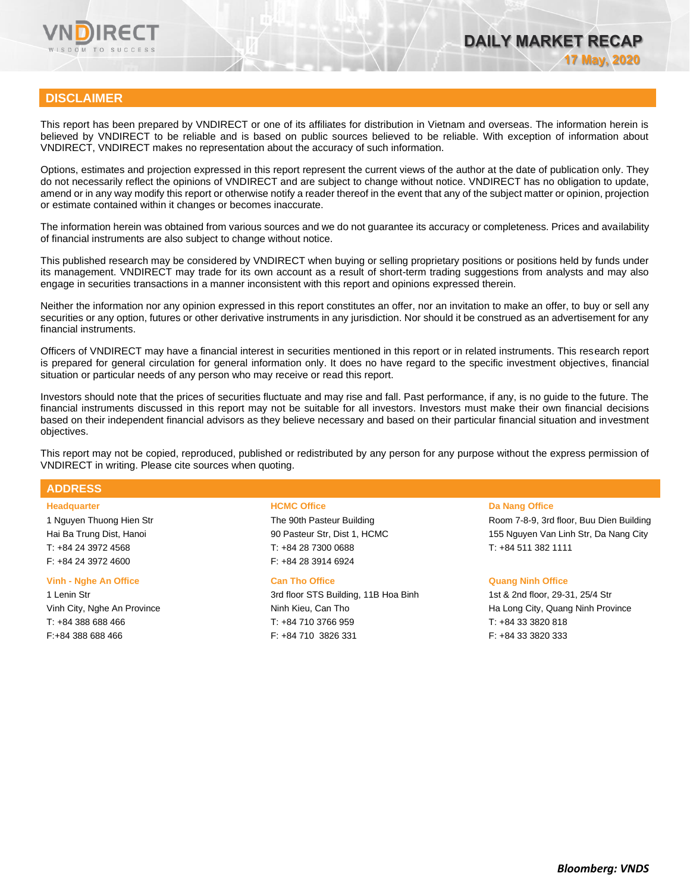## DISCLAIMER

This report has been prepared by VNDIRECT or one of its affiliates for distribution in Vietnam and overseas. The information herein is believed by VNDIRECT to be reliable and is based on public sources believed to be reliable. With exception of information about VNDIRECT, VNDIRECT makes no representation about the accuracy of such information.

Options, estimates and projection expressed in this report represent the current views of the author at the date of publication only. They do not necessarily reflect the opinions of VNDIRECT and are subject to change without notice. VNDIRECT has no obligation to update, amend or in any way modify this report or otherwise notify a reader thereof in the event that any of the subject matter or opinion, projection or estimate contained within it changes or becomes inaccurate.

The information herein was obtained from various sources and we do not guarantee its accuracy or completeness. Prices and availability of financial instruments are also subject to change without notice.

This published research may be considered by VNDIRECT when buying or selling proprietary positions or positions held by funds under its management. VNDIRECT may trade for its own account as a result of short-term trading suggestions from analysts and may also engage in securities transactions in a manner inconsistent with this report and opinions expressed therein.

Neither the information nor any opinion expressed in this report constitutes an offer, nor an invitation to make an offer, to buy or sell any securities or any option, futures or other derivative instruments in any jurisdiction. Nor should it be construed as an advertisement for any financial instruments.

Officers of VNDIRECT may have a financial interest in securities mentioned in this report or in related instruments. This research report is prepared for general circulation for general information only. It does no have regard to the specific investment objectives, financial situation or particular needs of any person who may receive or read this report.

Investors should note that the prices of securities fluctuate and may rise and fall. Past performance, if any, is no guide to the future. The financial instruments discussed in this report may not be suitable for all investors. Investors must make their own financial decisions based on their independent financial advisors as they believe necessary and based on their particular financial situation and investment objectives.

This report may not be copied, reproduced, published or redistributed by any person for any purpose without the express permission of VNDIRECT in writing. Please cite sources when quoting.

## ADDRESS

**Headquarter**
1 Nguyen Thuong Hien Str
Hai Ba Trung Dist, Hanoi
T: +84 24 3972 4568
F: +84 24 3972 4600

**HCMC Office**
The 90th Pasteur Building
90 Pasteur Str, Dist 1, HCMC
T: +84 28 7300 0688
F: +84 28 3914 6924

**Da Nang Office**
Room 7-8-9, 3rd floor, Buu Dien Building
155 Nguyen Van Linh Str, Da Nang City
T: +84 511 382 1111

**Vinh - Nghe An Office**
1 Lenin Str
Vinh City, Nghe An Province
T: +84 388 688 466
F:+84 388 688 466

**Can Tho Office**
3rd floor STS Building, 11B Hoa Binh
Ninh Kieu, Can Tho
T: +84 710 3766 959
F: +84 710 3826 331

**Quang Ninh Office**
1st & 2nd floor, 29-31, 25/4 Str
Ha Long City, Quang Ninh Province
T: +84 33 3820 818
F: +84 33 3820 333

***Bloomberg: VNDS***